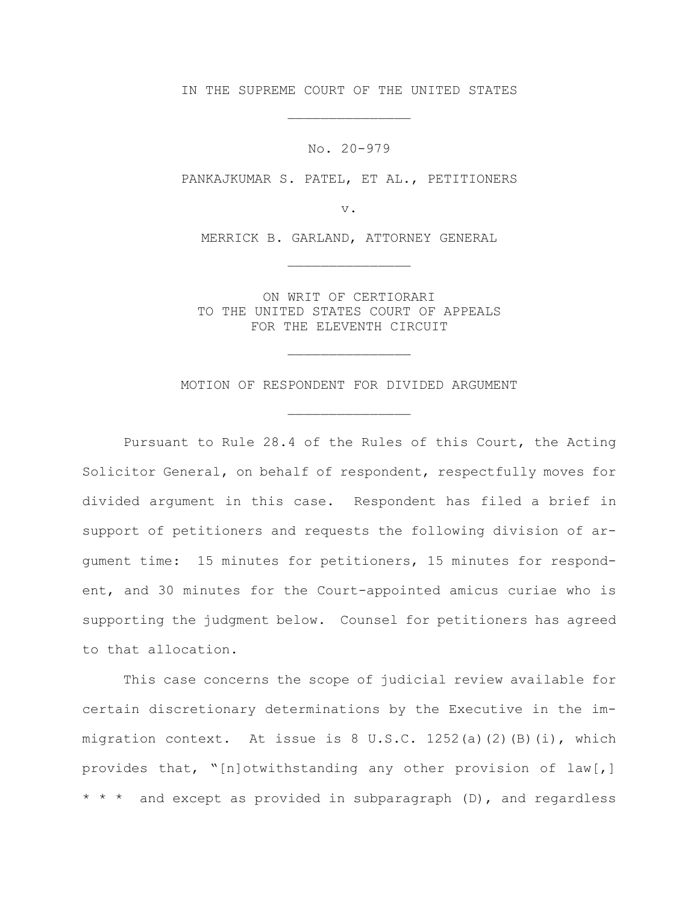IN THE SUPREME COURT OF THE UNITED STATES

---

No. 20-979

PANKAJKUMAR S. PATEL, ET AL., PETITIONERS

v.

MERRICK B. GARLAND, ATTORNEY GENERAL

---

ON WRIT OF CERTIORARI
TO THE UNITED STATES COURT OF APPEALS
FOR THE ELEVENTH CIRCUIT

---

MOTION OF RESPONDENT FOR DIVIDED ARGUMENT

---

Pursuant to Rule 28.4 of the Rules of this Court, the Acting Solicitor General, on behalf of respondent, respectfully moves for divided argument in this case. Respondent has filed a brief in support of petitioners and requests the following division of argument time: 15 minutes for petitioners, 15 minutes for respondent, and 30 minutes for the Court-appointed amicus curiae who is supporting the judgment below. Counsel for petitioners has agreed to that allocation.

This case concerns the scope of judicial review available for certain discretionary determinations by the Executive in the immigration context. At issue is 8 U.S.C. 1252(a)(2)(B)(i), which provides that, "[n]otwithstanding any other provision of law[,] * * * and except as provided in subparagraph (D), and regardless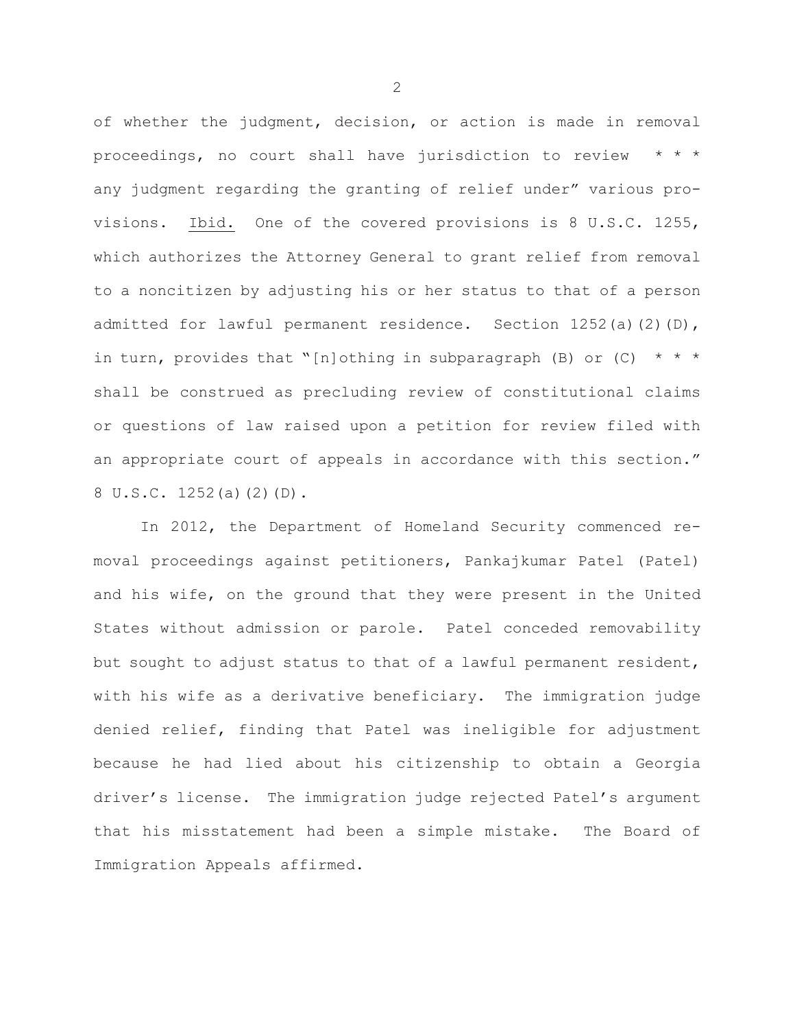of whether the judgment, decision, or action is made in removal proceedings, no court shall have jurisdiction to review * * * any judgment regarding the granting of relief under" various provisions. Ibid. One of the covered provisions is 8 U.S.C. 1255, which authorizes the Attorney General to grant relief from removal to a noncitizen by adjusting his or her status to that of a person admitted for lawful permanent residence. Section 1252(a)(2)(D), in turn, provides that "[n]othing in subparagraph (B) or (C) * * * shall be construed as precluding review of constitutional claims or questions of law raised upon a petition for review filed with an appropriate court of appeals in accordance with this section." 8 U.S.C. 1252(a)(2)(D).

In 2012, the Department of Homeland Security commenced removal proceedings against petitioners, Pankajkumar Patel (Patel) and his wife, on the ground that they were present in the United States without admission or parole. Patel conceded removability but sought to adjust status to that of a lawful permanent resident, with his wife as a derivative beneficiary. The immigration judge denied relief, finding that Patel was ineligible for adjustment because he had lied about his citizenship to obtain a Georgia driver's license. The immigration judge rejected Patel's argument that his misstatement had been a simple mistake. The Board of Immigration Appeals affirmed.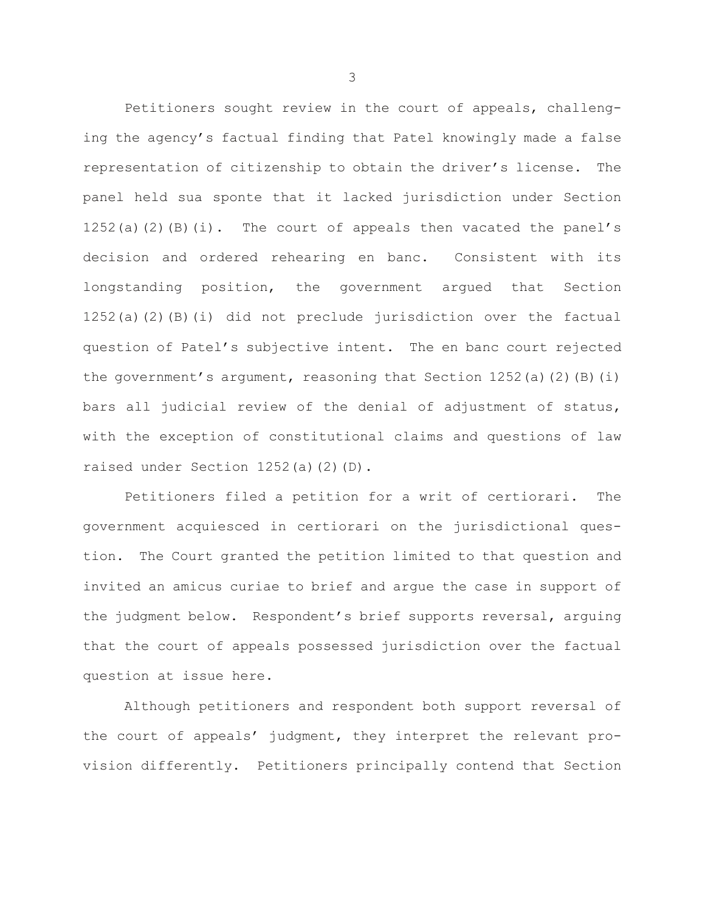Petitioners sought review in the court of appeals, challenging the agency's factual finding that Patel knowingly made a false representation of citizenship to obtain the driver's license. The panel held sua sponte that it lacked jurisdiction under Section 1252(a)(2)(B)(i). The court of appeals then vacated the panel's decision and ordered rehearing en banc. Consistent with its longstanding position, the government argued that Section 1252(a)(2)(B)(i) did not preclude jurisdiction over the factual question of Patel's subjective intent. The en banc court rejected the government's argument, reasoning that Section 1252(a)(2)(B)(i) bars all judicial review of the denial of adjustment of status, with the exception of constitutional claims and questions of law raised under Section 1252(a)(2)(D).

Petitioners filed a petition for a writ of certiorari. The government acquiesced in certiorari on the jurisdictional question. The Court granted the petition limited to that question and invited an amicus curiae to brief and argue the case in support of the judgment below. Respondent's brief supports reversal, arguing that the court of appeals possessed jurisdiction over the factual question at issue here.

Although petitioners and respondent both support reversal of the court of appeals' judgment, they interpret the relevant provision differently. Petitioners principally contend that Section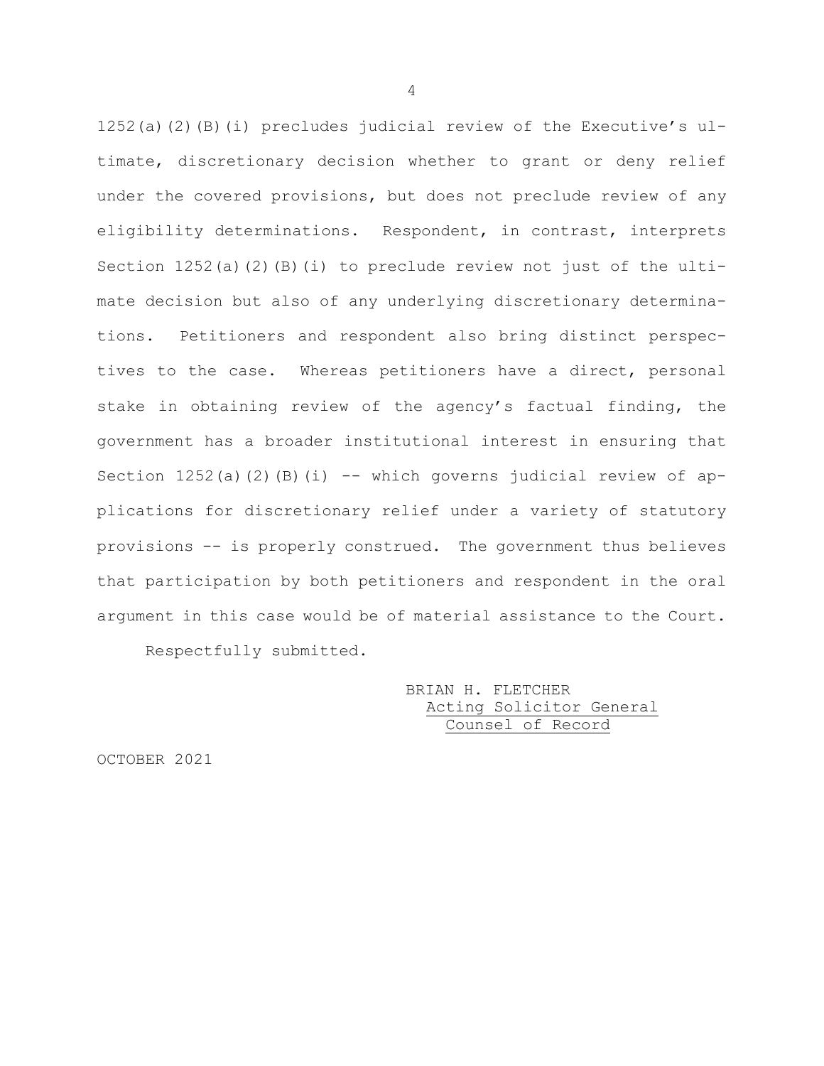1252(a)(2)(B)(i) precludes judicial review of the Executive's ultimate, discretionary decision whether to grant or deny relief under the covered provisions, but does not preclude review of any eligibility determinations. Respondent, in contrast, interprets Section 1252(a)(2)(B)(i) to preclude review not just of the ultimate decision but also of any underlying discretionary determinations. Petitioners and respondent also bring distinct perspectives to the case. Whereas petitioners have a direct, personal stake in obtaining review of the agency's factual finding, the government has a broader institutional interest in ensuring that Section 1252(a)(2)(B)(i) -- which governs judicial review of applications for discretionary relief under a variety of statutory provisions -- is properly construed. The government thus believes that participation by both petitioners and respondent in the oral argument in this case would be of material assistance to the Court.

Respectfully submitted.

BRIAN H. FLETCHER
Acting Solicitor General
Counsel of Record

OCTOBER 2021